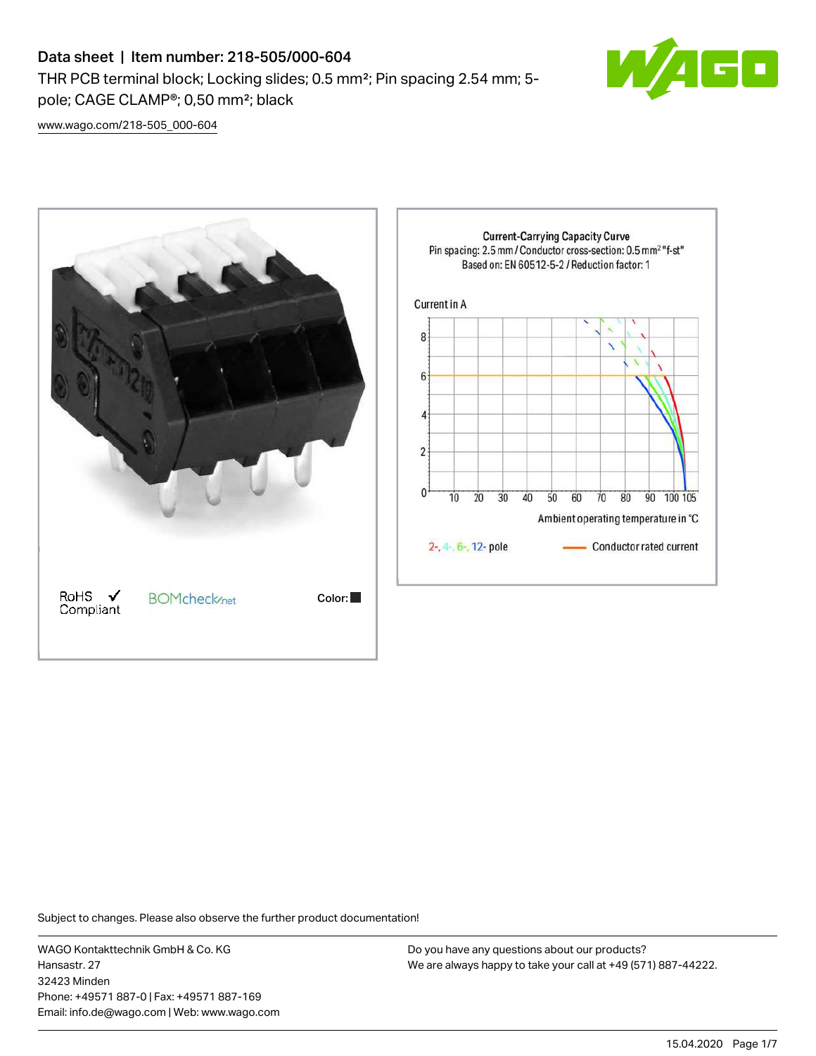# Data sheet | Item number: 218-505/000-604

THR PCB terminal block; Locking slides; 0.5 mm²; Pin spacing 2.54 mm; 5-pole; CAGE CLAMP®; 0,50 mm²; black

www.wago.com/218-505_000-604

RoHS Compliant

BOMcheck.net

Color:

**Current-Carrying Capacity Curve**
Pin spacing: 2.5 mm / Conductor cross-section: 0.5 mm² "f-st"
Based on: EN 60512-5-2 / Reduction factor: 1

Current in A

Ambient operating temperature in °C

2-, 4-, 6-, 12- pole

Conductor rated current

Subject to changes. Please also observe the further product documentation!

WAGO Kontakttechnik GmbH & Co. KG
Hansastr. 27
32423 Minden
Phone: +49571 887-0 | Fax: +49571 887-169
Email: info.de@wago.com | Web: www.wago.com

Do you have any questions about our products?
We are always happy to take your call at +49 (571) 887-44222.

15.04.2020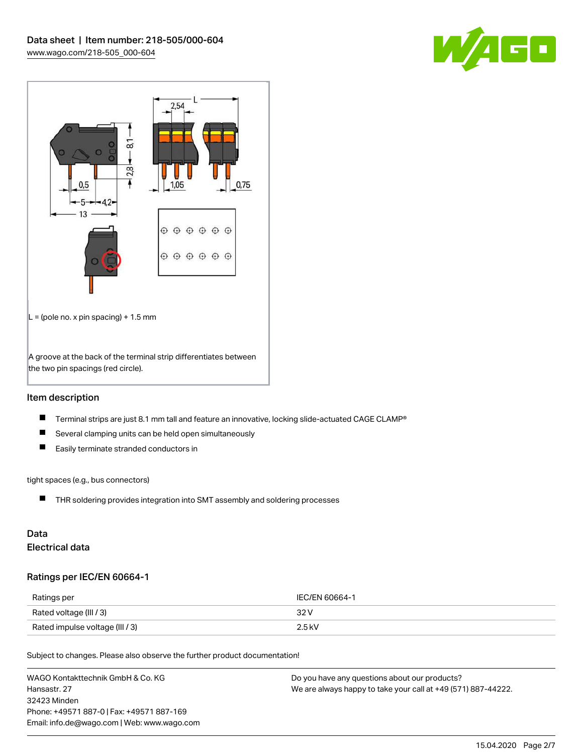L = (pole no. x pin spacing) + 1.5 mm

A groove at the back of the terminal strip differentiates between the two pin spacings (red circle).

## Item description

- Terminal strips are just 8.1 mm tall and feature an innovative, locking slide-actuated CAGE CLAMP®
- Several clamping units can be held open simultaneously
- Easily terminate stranded conductors in

tight spaces (e.g., bus connectors)

- THR soldering provides integration into SMT assembly and soldering processes

## Data

## Electrical data

### Ratings per IEC/EN 60664-1

| Ratings per | IEC/EN 60664-1 |
| --- | --- |
| Rated voltage (III / 3) | 32 V |
| Rated impulse voltage (III / 3) | 2.5 kV |

Subject to changes. Please also observe the further product documentation!

WAGO Kontakttechnik GmbH & Co. KG
Hansastr. 27
32423 Minden
Phone: +49571 887-0 | Fax: +49571 887-169
Email: info.de@wago.com | Web: www.wago.com

Do you have any questions about our products?
We are always happy to take your call at +49 (571) 887-44222.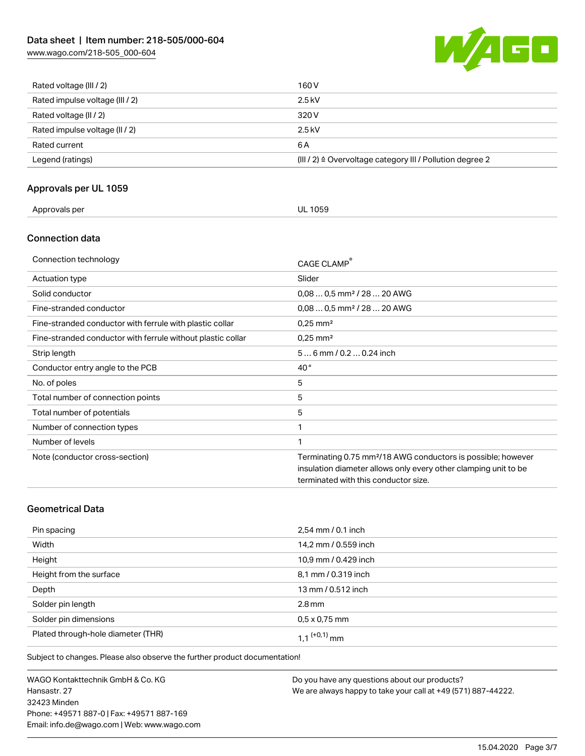| | |
|---|---|
| Rated voltage (III / 2) | 160 V |
| Rated impulse voltage (III / 2) | 2.5 kV |
| Rated voltage (II / 2) | 320 V |
| Rated impulse voltage (II / 2) | 2.5 kV |
| Rated current | 6 A |
| Legend (ratings) | (III / 2) ≙ Overvoltage category III / Pollution degree 2 |

## Approvals per UL 1059

| | |
|---|---|
| Approvals per | UL 1059 |

## Connection data

| | |
|---|---|
| Connection technology | CAGE CLAMP® |
| Actuation type | Slider |
| Solid conductor | 0,08 … 0,5 mm² / 28 … 20 AWG |
| Fine-stranded conductor | 0,08 … 0,5 mm² / 28 … 20 AWG |
| Fine-stranded conductor with ferrule with plastic collar | 0,25 mm² |
| Fine-stranded conductor with ferrule without plastic collar | 0,25 mm² |
| Strip length | 5 … 6 mm / 0.2 … 0.24 inch |
| Conductor entry angle to the PCB | 40 ° |
| No. of poles | 5 |
| Total number of connection points | 5 |
| Total number of potentials | 5 |
| Number of connection types | 1 |
| Number of levels | 1 |
| Note (conductor cross-section) | Terminating 0.75 mm²/18 AWG conductors is possible; however insulation diameter allows only every other clamping unit to be terminated with this conductor size. |

## Geometrical Data

| | |
|---|---|
| Pin spacing | 2,54 mm / 0.1 inch |
| Width | 14,2 mm / 0.559 inch |
| Height | 10,9 mm / 0.429 inch |
| Height from the surface | 8,1 mm / 0.319 inch |
| Depth | 13 mm / 0.512 inch |
| Solder pin length | 2.8 mm |
| Solder pin dimensions | 0,5 x 0,75 mm |
| Plated through-hole diameter (THR) | $1,1^{(+0,1)}$ mm |

Subject to changes. Please also observe the further product documentation!

WAGO Kontakttechnik GmbH & Co. KG
Hansastr. 27
32423 Minden
Phone: +49571 887-0 | Fax: +49571 887-169
Email: info.de@wago.com | Web: www.wago.com

Do you have any questions about our products?
We are always happy to take your call at +49 (571) 887-44222.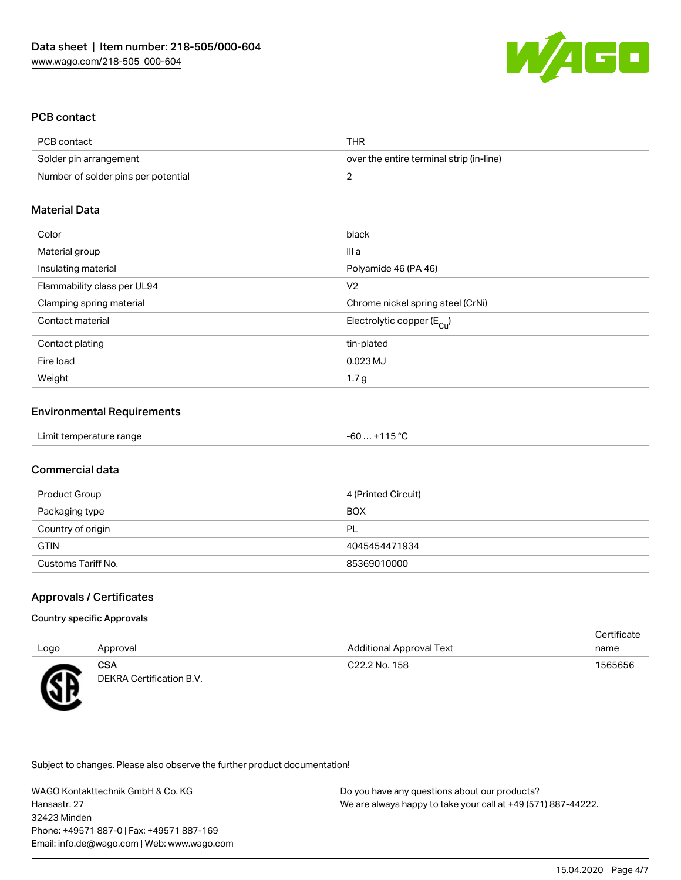## PCB contact

| PCB contact | THR |
|---|---|
| Solder pin arrangement | over the entire terminal strip (in-line) |
| Number of solder pins per potential | 2 |

## Material Data

| Color | black |
|---|---|
| Material group | III a |
| Insulating material | Polyamide 46 (PA 46) |
| Flammability class per UL94 | V2 |
| Clamping spring material | Chrome nickel spring steel (CrNi) |
| Contact material | Electrolytic copper ($E_{Cu}$) |
| Contact plating | tin-plated |
| Fire load | 0.023 MJ |
| Weight | 1.7 g |

## Environmental Requirements

| Limit temperature range | -60 … +115 °C |
|---|---|

## Commercial data

| Product Group | 4 (Printed Circuit) |
|---|---|
| Packaging type | BOX |
| Country of origin | PL |
| GTIN | 4045454471934 |
| Customs Tariff No. | 85369010000 |

## Approvals / Certificates

### Country specific Approvals

| Logo | Approval | Additional Approval Text | Certificate name |
|---|---|---|---|
| | **CSA** DEKRA Certification B.V. | C22.2 No. 158 | 1565656 |

Subject to changes. Please also observe the further product documentation!

WAGO Kontakttechnik GmbH & Co. KG
Hansastr. 27
32423 Minden
Phone: +49571 887-0 | Fax: +49571 887-169
Email: info.de@wago.com | Web: www.wago.com

Do you have any questions about our products?
We are always happy to take your call at +49 (571) 887-44222.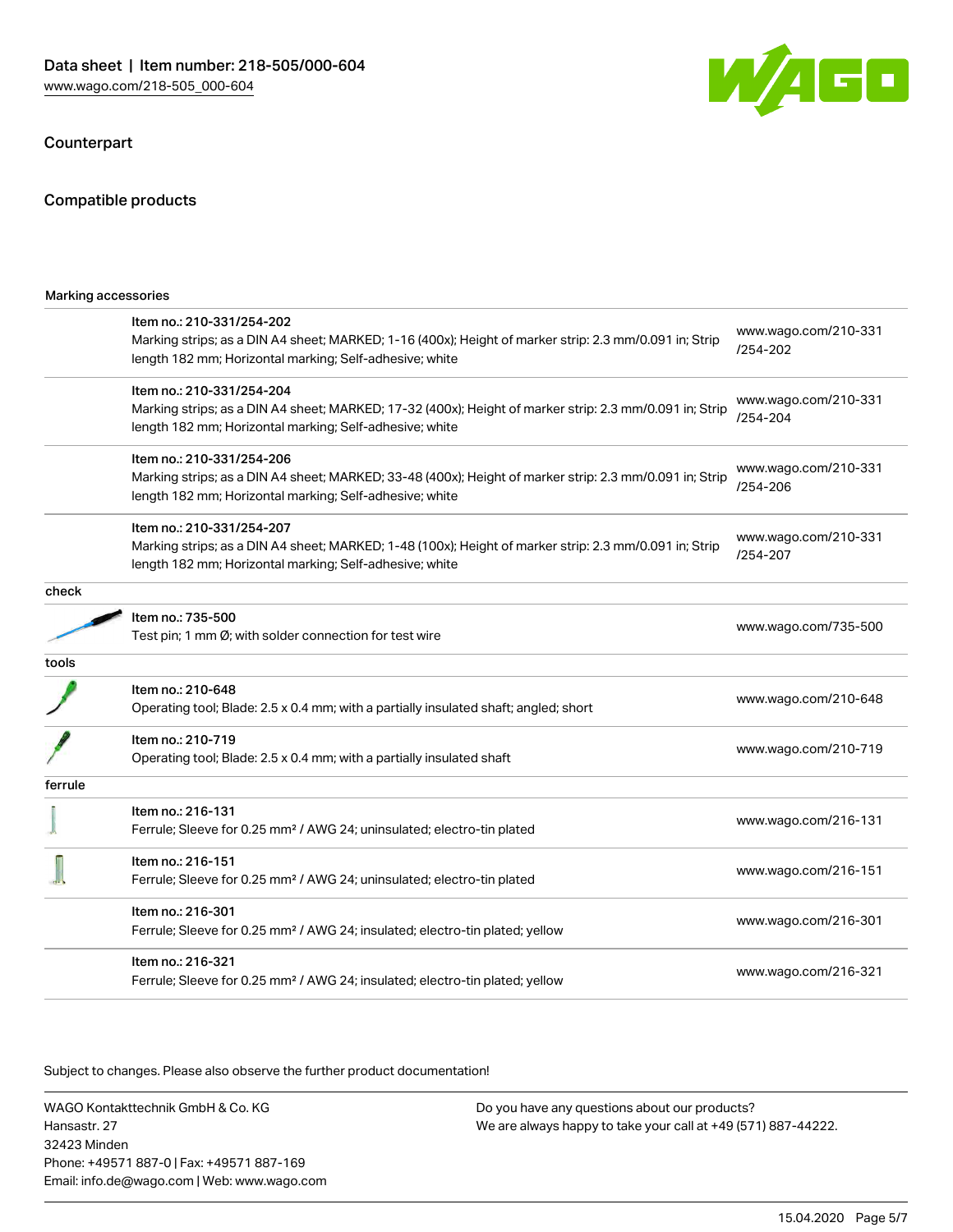## Counterpart

## Compatible products

| Marking accessories | | |
|---|---|---|
| | Item no.: 210-331/254-202<br>Marking strips; as a DIN A4 sheet; MARKED; 1-16 (400x); Height of marker strip: 2.3 mm/0.091 in; Strip length 182 mm; Horizontal marking; Self-adhesive; white | www.wago.com/210-331/254-202 |
| | Item no.: 210-331/254-204<br>Marking strips; as a DIN A4 sheet; MARKED; 17-32 (400x); Height of marker strip: 2.3 mm/0.091 in; Strip length 182 mm; Horizontal marking; Self-adhesive; white | www.wago.com/210-331/254-204 |
| | Item no.: 210-331/254-206<br>Marking strips; as a DIN A4 sheet; MARKED; 33-48 (400x); Height of marker strip: 2.3 mm/0.091 in; Strip length 182 mm; Horizontal marking; Self-adhesive; white | www.wago.com/210-331/254-206 |
| | Item no.: 210-331/254-207<br>Marking strips; as a DIN A4 sheet; MARKED; 1-48 (100x); Height of marker strip: 2.3 mm/0.091 in; Strip length 182 mm; Horizontal marking; Self-adhesive; white | www.wago.com/210-331/254-207 |
| **check** | | |
| | Item no.: 735-500<br>Test pin; 1 mm Ø; with solder connection for test wire | www.wago.com/735-500 |
| **tools** | | |
| | Item no.: 210-648<br>Operating tool; Blade: 2.5 x 0.4 mm; with a partially insulated shaft; angled; short | www.wago.com/210-648 |
| | Item no.: 210-719<br>Operating tool; Blade: 2.5 x 0.4 mm; with a partially insulated shaft | www.wago.com/210-719 |
| **ferrule** | | |
| | Item no.: 216-131<br>Ferrule; Sleeve for 0.25 mm² / AWG 24; uninsulated; electro-tin plated | www.wago.com/216-131 |
| | Item no.: 216-151<br>Ferrule; Sleeve for 0.25 mm² / AWG 24; uninsulated; electro-tin plated | www.wago.com/216-151 |
| | Item no.: 216-301<br>Ferrule; Sleeve for 0.25 mm² / AWG 24; insulated; electro-tin plated; yellow | www.wago.com/216-301 |
| | Item no.: 216-321<br>Ferrule; Sleeve for 0.25 mm² / AWG 24; insulated; electro-tin plated; yellow | www.wago.com/216-321 |

Subject to changes. Please also observe the further product documentation!

WAGO Kontakttechnik GmbH & Co. KG
Hansastr. 27
32423 Minden
Phone: +49571 887-0 | Fax: +49571 887-169
Email: info.de@wago.com | Web: www.wago.com

Do you have any questions about our products?
We are always happy to take your call at +49 (571) 887-44222.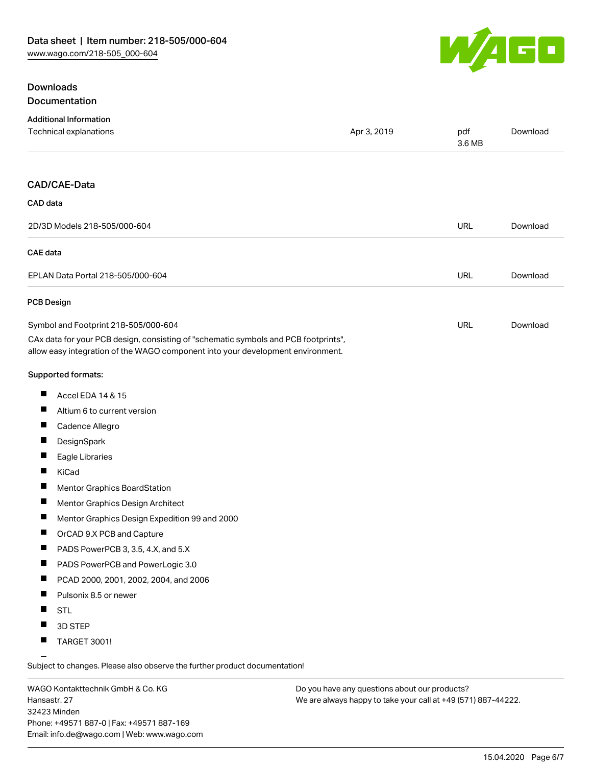## Downloads

### Documentation

**Additional Information**

| | | | |
|---|---|---|---|
| Technical explanations | Apr 3, 2019 | pdf<br>3.6 MB | Download |

### CAD/CAE-Data

**CAD data**

| | | |
|---|---|---|
| 2D/3D Models 218-505/000-604 | URL | Download |

**CAE data**

| | | |
|---|---|---|
| EPLAN Data Portal 218-505/000-604 | URL | Download |

**PCB Design**

| | | |
|---|---|---|
| Symbol and Footprint 218-505/000-604 | URL | Download |

CAx data for your PCB design, consisting of "schematic symbols and PCB footprints", allow easy integration of the WAGO component into your development environment.

**Supported formats:**

- Accel EDA 14 & 15
- Altium 6 to current version
- Cadence Allegro
- DesignSpark
- Eagle Libraries
- KiCad
- Mentor Graphics BoardStation
- Mentor Graphics Design Architect
- Mentor Graphics Design Expedition 99 and 2000
- OrCAD 9.X PCB and Capture
- PADS PowerPCB 3, 3.5, 4.X, and 5.X
- PADS PowerPCB and PowerLogic 3.0
- PCAD 2000, 2001, 2002, 2004, and 2006
- Pulsonix 8.5 or newer
- STL
- 3D STEP
- TARGET 3001!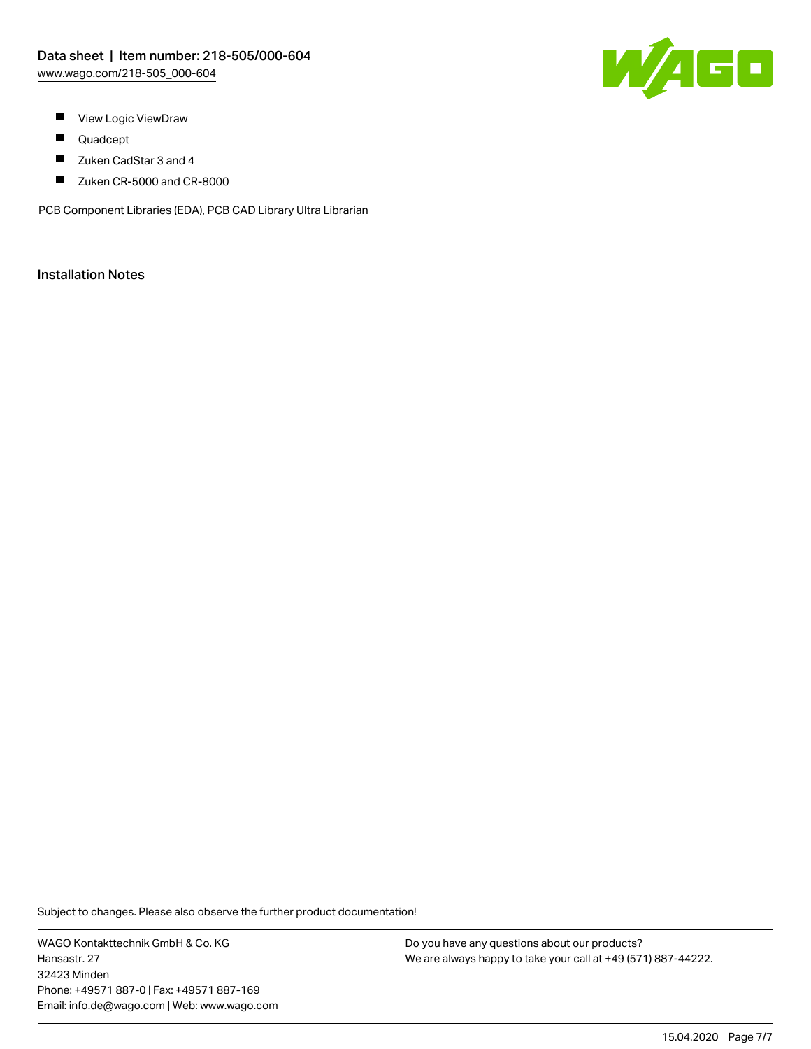- View Logic ViewDraw
- Quadcept
- Zuken CadStar 3 and 4
- Zuken CR-5000 and CR-8000

PCB Component Libraries (EDA), PCB CAD Library Ultra Librarian

## Installation Notes